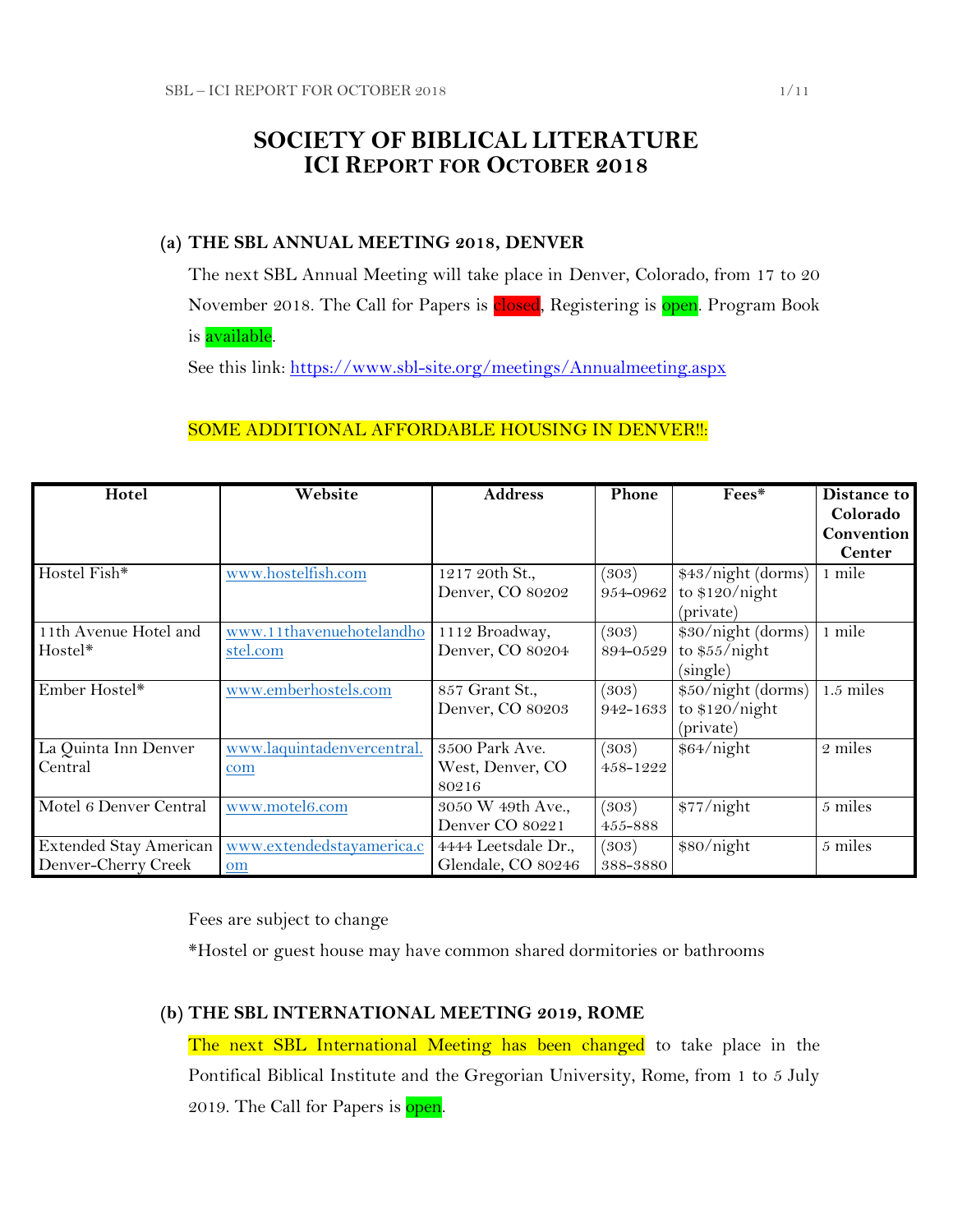# SOCIETY OF BIBLICAL LITERATURE
## ICI REPORT FOR OCTOBER 2018

### (a) THE SBL ANNUAL MEETING 2018, DENVER

The next SBL Annual Meeting will take place in Denver, Colorado, from 17 to 20 November 2018. The Call for Papers is closed, Registering is open. Program Book is available.

See this link: https://www.sbl-site.org/meetings/Annualmeeting.aspx

SOME ADDITIONAL AFFORDABLE HOUSING IN DENVER!!:

| Hotel | Website | Address | Phone | Fees* | Distance to Colorado Convention Center |
|---|---|---|---|---|---|
| Hostel Fish* | www.hostelfish.com | 1217 20th St., Denver, CO 80202 | (303) 954-0962 | $43/night (dorms) to $120/night (private) | 1 mile |
| 11th Avenue Hotel and Hostel* | www.11thavenuehotelandhostel.com | 1112 Broadway, Denver, CO 80204 | (303) 894-0529 | $30/night (dorms) to $55/night (single) | 1 mile |
| Ember Hostel* | www.emberhostels.com | 857 Grant St., Denver, CO 80203 | (303) 942-1633 | $50/night (dorms) to $120/night (private) | 1.5 miles |
| La Quinta Inn Denver Central | www.laquintadenvercentral.com | 3500 Park Ave. West, Denver, CO 80216 | (303) 458-1222 | $64/night | 2 miles |
| Motel 6 Denver Central | www.motel6.com | 3050 W 49th Ave., Denver CO 80221 | (303) 455-888 | $77/night | 5 miles |
| Extended Stay American Denver-Cherry Creek | www.extendedstayamerica.com | 4444 Leetsdale Dr., Glendale, CO 80246 | (303) 388-3880 | $80/night | 5 miles |

Fees are subject to change

*Hostel or guest house may have common shared dormitories or bathrooms

### (b) THE SBL INTERNATIONAL MEETING 2019, ROME

The next SBL International Meeting has been changed to take place in the Pontifical Biblical Institute and the Gregorian University, Rome, from 1 to 5 July 2019. The Call for Papers is open.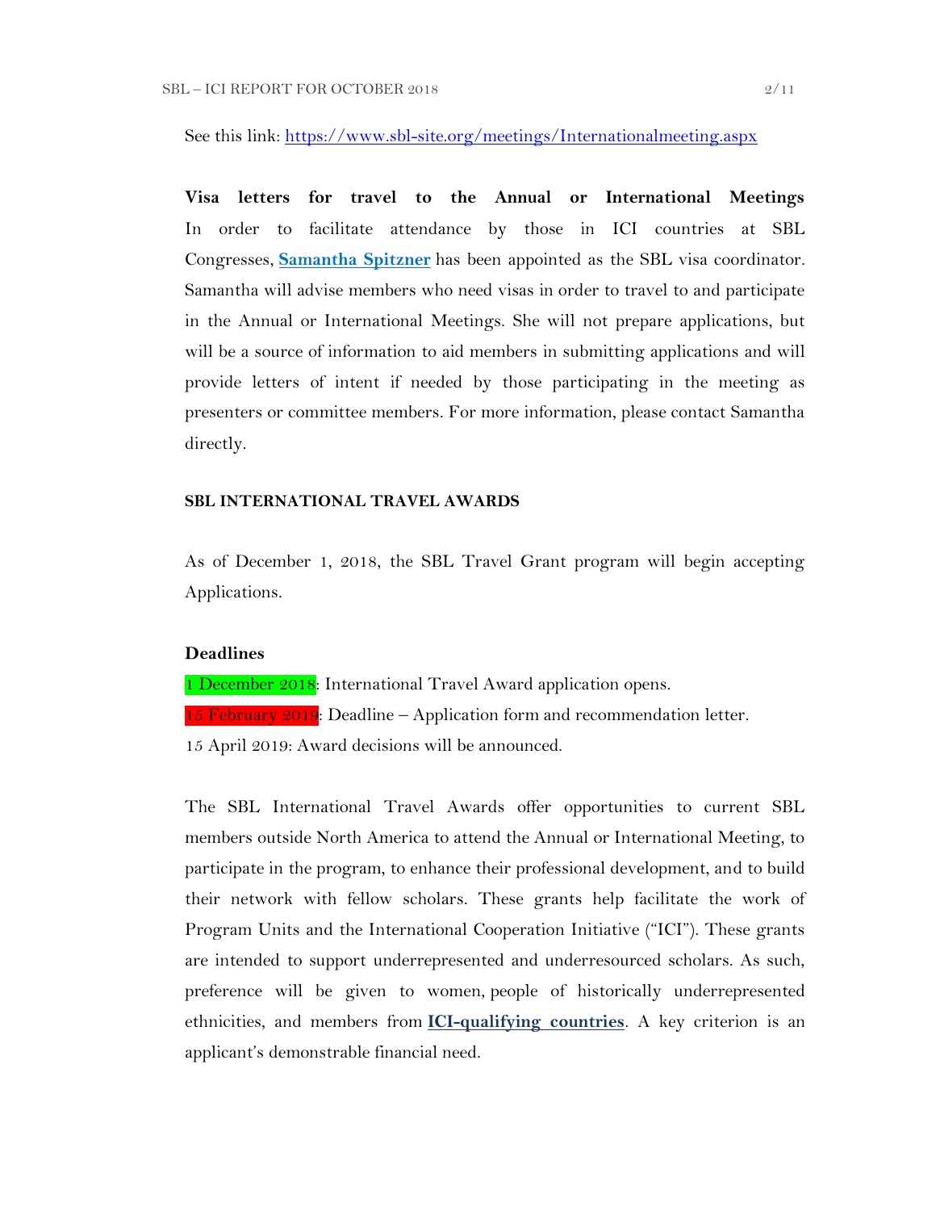See this link: https://www.sbl-site.org/meetings/Internationalmeeting.aspx

**Visa letters for travel to the Annual or International Meetings**
In order to facilitate attendance by those in ICI countries at SBL Congresses, **Samantha Spitzner** has been appointed as the SBL visa coordinator. Samantha will advise members who need visas in order to travel to and participate in the Annual or International Meetings. She will not prepare applications, but will be a source of information to aid members in submitting applications and will provide letters of intent if needed by those participating in the meeting as presenters or committee members. For more information, please contact Samantha directly.

## SBL INTERNATIONAL TRAVEL AWARDS

As of December 1, 2018, the SBL Travel Grant program will begin accepting Applications.

**Deadlines**

1 December 2018: International Travel Award application opens.
15 February 2019: Deadline – Application form and recommendation letter.
15 April 2019: Award decisions will be announced.

The SBL International Travel Awards offer opportunities to current SBL members outside North America to attend the Annual or International Meeting, to participate in the program, to enhance their professional development, and to build their network with fellow scholars. These grants help facilitate the work of Program Units and the International Cooperation Initiative ("ICI"). These grants are intended to support underrepresented and underresourced scholars. As such, preference will be given to women, people of historically underrepresented ethnicities, and members from **ICI-qualifying countries**. A key criterion is an applicant's demonstrable financial need.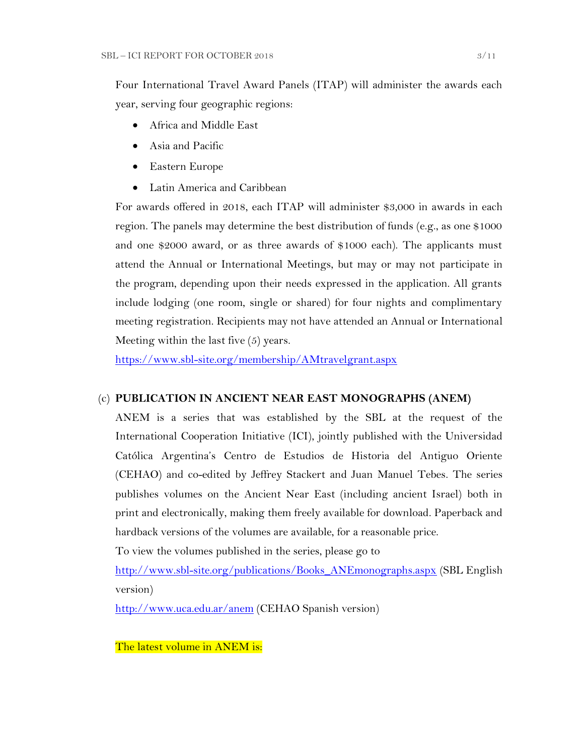Four International Travel Award Panels (ITAP) will administer the awards each year, serving four geographic regions:

- Africa and Middle East
- Asia and Pacific
- Eastern Europe
- Latin America and Caribbean

For awards offered in 2018, each ITAP will administer $3,000 in awards in each region. The panels may determine the best distribution of funds (e.g., as one $1000 and one $2000 award, or as three awards of $1000 each). The applicants must attend the Annual or International Meetings, but may or may not participate in the program, depending upon their needs expressed in the application. All grants include lodging (one room, single or shared) for four nights and complimentary meeting registration. Recipients may not have attended an Annual or International Meeting within the last five (5) years.

https://www.sbl-site.org/membership/AMtravelgrant.aspx

(c) **PUBLICATION IN ANCIENT NEAR EAST MONOGRAPHS (ANEM)**

ANEM is a series that was established by the SBL at the request of the International Cooperation Initiative (ICI), jointly published with the Universidad Católica Argentina's Centro de Estudios de Historia del Antiguo Oriente (CEHAO) and co-edited by Jeffrey Stackert and Juan Manuel Tebes. The series publishes volumes on the Ancient Near East (including ancient Israel) both in print and electronically, making them freely available for download. Paperback and hardback versions of the volumes are available, for a reasonable price.

To view the volumes published in the series, please go to

http://www.sbl-site.org/publications/Books_ANEmonographs.aspx (SBL English version)

http://www.uca.edu.ar/anem (CEHAO Spanish version)

The latest volume in ANEM is: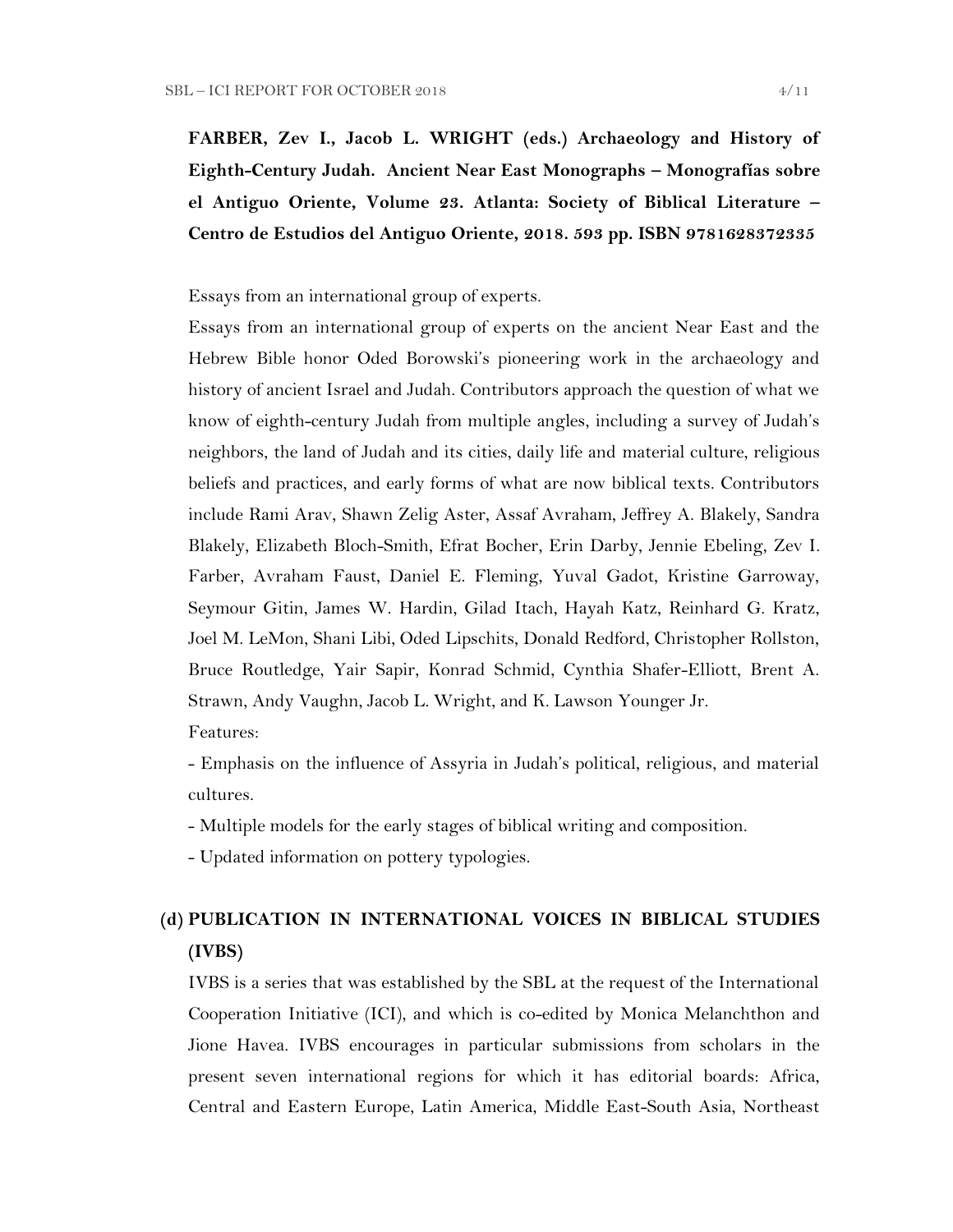**FARBER, Zev I., Jacob L. WRIGHT (eds.) Archaeology and History of Eighth-Century Judah. Ancient Near East Monographs – Monografías sobre el Antiguo Oriente, Volume 23. Atlanta: Society of Biblical Literature – Centro de Estudios del Antiguo Oriente, 2018. 593 pp. ISBN 9781628372335**

Essays from an international group of experts.

Essays from an international group of experts on the ancient Near East and the Hebrew Bible honor Oded Borowski's pioneering work in the archaeology and history of ancient Israel and Judah. Contributors approach the question of what we know of eighth-century Judah from multiple angles, including a survey of Judah's neighbors, the land of Judah and its cities, daily life and material culture, religious beliefs and practices, and early forms of what are now biblical texts. Contributors include Rami Arav, Shawn Zelig Aster, Assaf Avraham, Jeffrey A. Blakely, Sandra Blakely, Elizabeth Bloch-Smith, Efrat Bocher, Erin Darby, Jennie Ebeling, Zev I. Farber, Avraham Faust, Daniel E. Fleming, Yuval Gadot, Kristine Garroway, Seymour Gitin, James W. Hardin, Gilad Itach, Hayah Katz, Reinhard G. Kratz, Joel M. LeMon, Shani Libi, Oded Lipschits, Donald Redford, Christopher Rollston, Bruce Routledge, Yair Sapir, Konrad Schmid, Cynthia Shafer-Elliott, Brent A. Strawn, Andy Vaughn, Jacob L. Wright, and K. Lawson Younger Jr.

Features:

- Emphasis on the influence of Assyria in Judah's political, religious, and material cultures.
- Multiple models for the early stages of biblical writing and composition.
- Updated information on pottery typologies.

## (d) PUBLICATION IN INTERNATIONAL VOICES IN BIBLICAL STUDIES (IVBS)

IVBS is a series that was established by the SBL at the request of the International Cooperation Initiative (ICI), and which is co-edited by Monica Melanchthon and Jione Havea. IVBS encourages in particular submissions from scholars in the present seven international regions for which it has editorial boards: Africa, Central and Eastern Europe, Latin America, Middle East-South Asia, Northeast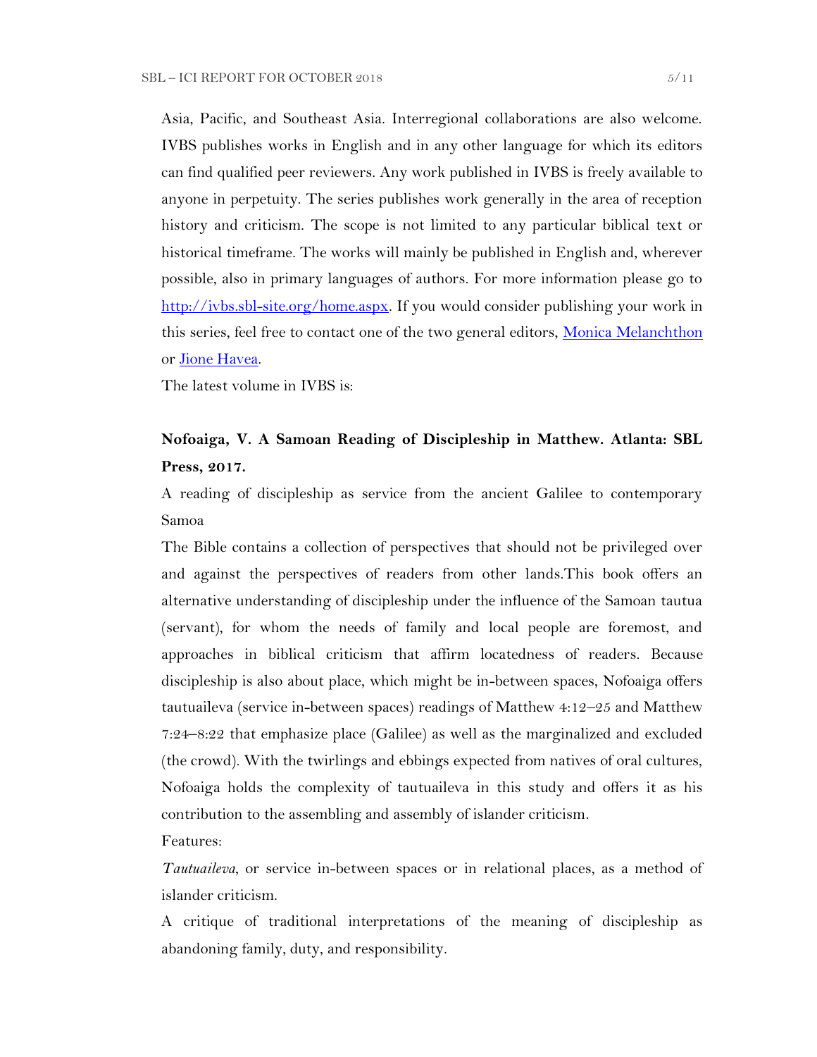Asia, Pacific, and Southeast Asia. Interregional collaborations are also welcome. IVBS publishes works in English and in any other language for which its editors can find qualified peer reviewers. Any work published in IVBS is freely available to anyone in perpetuity. The series publishes work generally in the area of reception history and criticism. The scope is not limited to any particular biblical text or historical timeframe. The works will mainly be published in English and, wherever possible, also in primary languages of authors. For more information please go to [http://ivbs.sbl-site.org/home.aspx](http://ivbs.sbl-site.org/home.aspx). If you would consider publishing your work in this series, feel free to contact one of the two general editors, Monica Melanchthon or Jione Havea.

The latest volume in IVBS is:

**Nofoaiga, V. A Samoan Reading of Discipleship in Matthew. Atlanta: SBL Press, 2017.**

A reading of discipleship as service from the ancient Galilee to contemporary Samoa

The Bible contains a collection of perspectives that should not be privileged over and against the perspectives of readers from other lands.This book offers an alternative understanding of discipleship under the influence of the Samoan tautua (servant), for whom the needs of family and local people are foremost, and approaches in biblical criticism that affirm locatedness of readers. Because discipleship is also about place, which might be in-between spaces, Nofoaiga offers tautuaileva (service in-between spaces) readings of Matthew 4:12–25 and Matthew 7:24–8:22 that emphasize place (Galilee) as well as the marginalized and excluded (the crowd). With the twirlings and ebbings expected from natives of oral cultures, Nofoaiga holds the complexity of tautuaileva in this study and offers it as his contribution to the assembling and assembly of islander criticism.

Features:

*Tautuaileva*, or service in-between spaces or in relational places, as a method of islander criticism.

A critique of traditional interpretations of the meaning of discipleship as abandoning family, duty, and responsibility.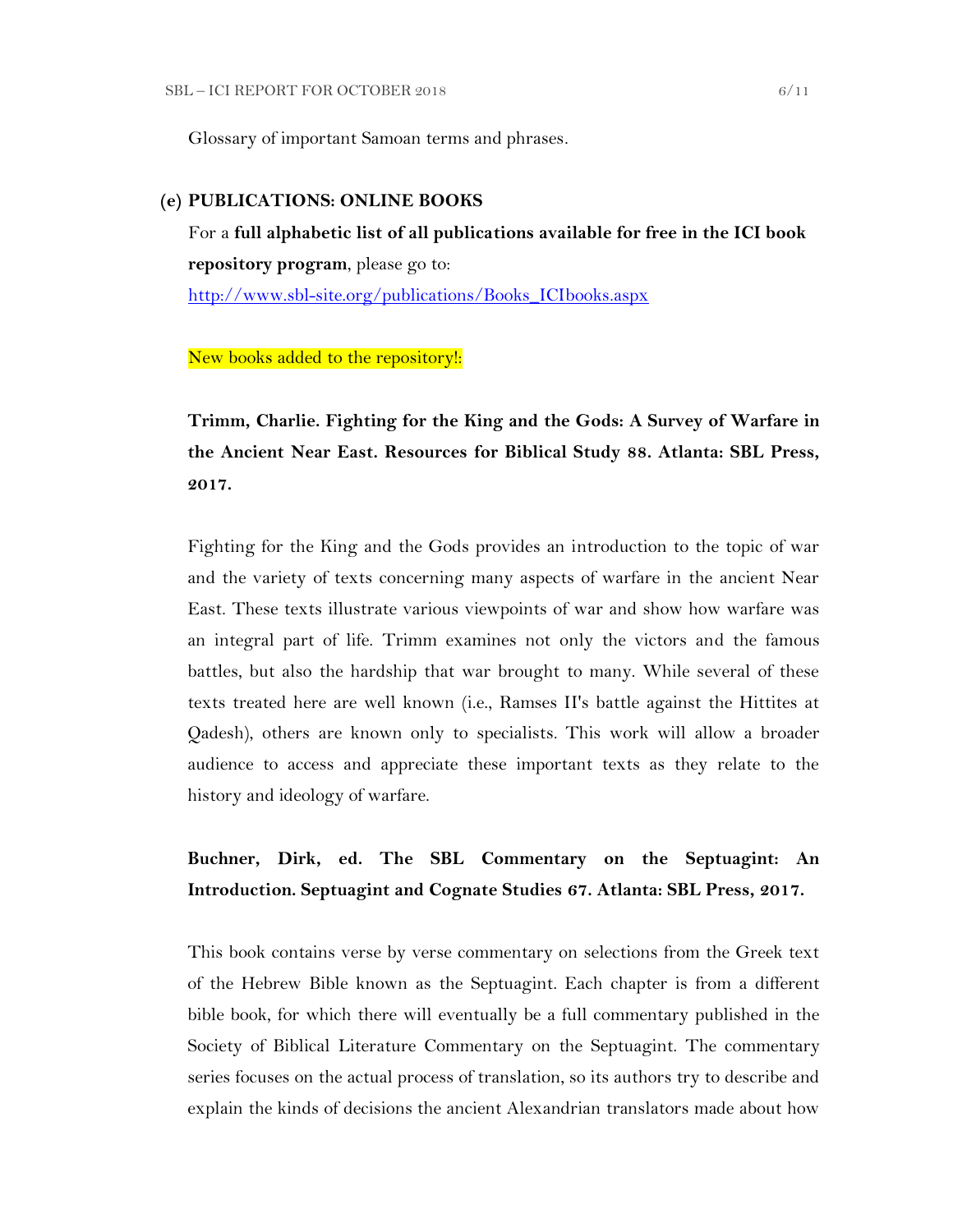Glossary of important Samoan terms and phrases.

**(e) PUBLICATIONS: ONLINE BOOKS**

For a **full alphabetic list of all publications available for free in the ICI book repository program**, please go to: http://www.sbl-site.org/publications/Books_ICIbooks.aspx

New books added to the repository!:

**Trimm, Charlie. Fighting for the King and the Gods: A Survey of Warfare in the Ancient Near East. Resources for Biblical Study 88. Atlanta: SBL Press, 2017.**

Fighting for the King and the Gods provides an introduction to the topic of war and the variety of texts concerning many aspects of warfare in the ancient Near East. These texts illustrate various viewpoints of war and show how warfare was an integral part of life. Trimm examines not only the victors and the famous battles, but also the hardship that war brought to many. While several of these texts treated here are well known (i.e., Ramses II's battle against the Hittites at Qadesh), others are known only to specialists. This work will allow a broader audience to access and appreciate these important texts as they relate to the history and ideology of warfare.

**Buchner, Dirk, ed. The SBL Commentary on the Septuagint: An Introduction. Septuagint and Cognate Studies 67. Atlanta: SBL Press, 2017.**

This book contains verse by verse commentary on selections from the Greek text of the Hebrew Bible known as the Septuagint. Each chapter is from a different bible book, for which there will eventually be a full commentary published in the Society of Biblical Literature Commentary on the Septuagint. The commentary series focuses on the actual process of translation, so its authors try to describe and explain the kinds of decisions the ancient Alexandrian translators made about how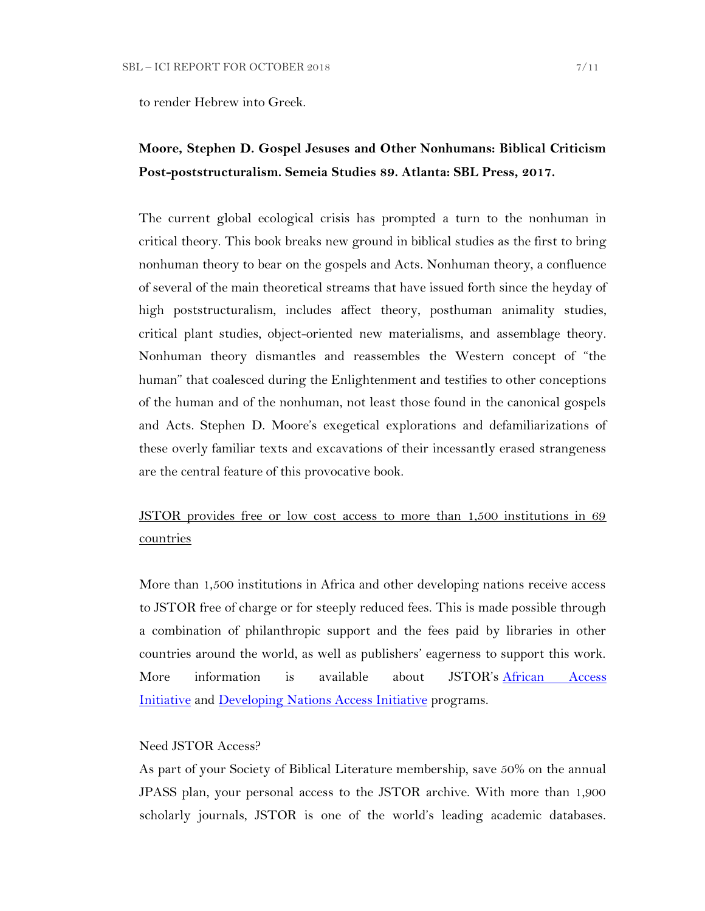to render Hebrew into Greek.

**Moore, Stephen D. Gospel Jesuses and Other Nonhumans: Biblical Criticism Post-poststructuralism. Semeia Studies 89. Atlanta: SBL Press, 2017.**

The current global ecological crisis has prompted a turn to the nonhuman in critical theory. This book breaks new ground in biblical studies as the first to bring nonhuman theory to bear on the gospels and Acts. Nonhuman theory, a confluence of several of the main theoretical streams that have issued forth since the heyday of high poststructuralism, includes affect theory, posthuman animality studies, critical plant studies, object-oriented new materialisms, and assemblage theory. Nonhuman theory dismantles and reassembles the Western concept of "the human" that coalesced during the Enlightenment and testifies to other conceptions of the human and of the nonhuman, not least those found in the canonical gospels and Acts. Stephen D. Moore's exegetical explorations and defamiliarizations of these overly familiar texts and excavations of their incessantly erased strangeness are the central feature of this provocative book.

<u>JSTOR provides free or low cost access to more than 1,500 institutions in 69 countries</u>

More than 1,500 institutions in Africa and other developing nations receive access to JSTOR free of charge or for steeply reduced fees. This is made possible through a combination of philanthropic support and the fees paid by libraries in other countries around the world, as well as publishers' eagerness to support this work. More information is available about JSTOR's African Access Initiative and Developing Nations Access Initiative programs.

Need JSTOR Access?

As part of your Society of Biblical Literature membership, save 50% on the annual JPASS plan, your personal access to the JSTOR archive. With more than 1,900 scholarly journals, JSTOR is one of the world's leading academic databases.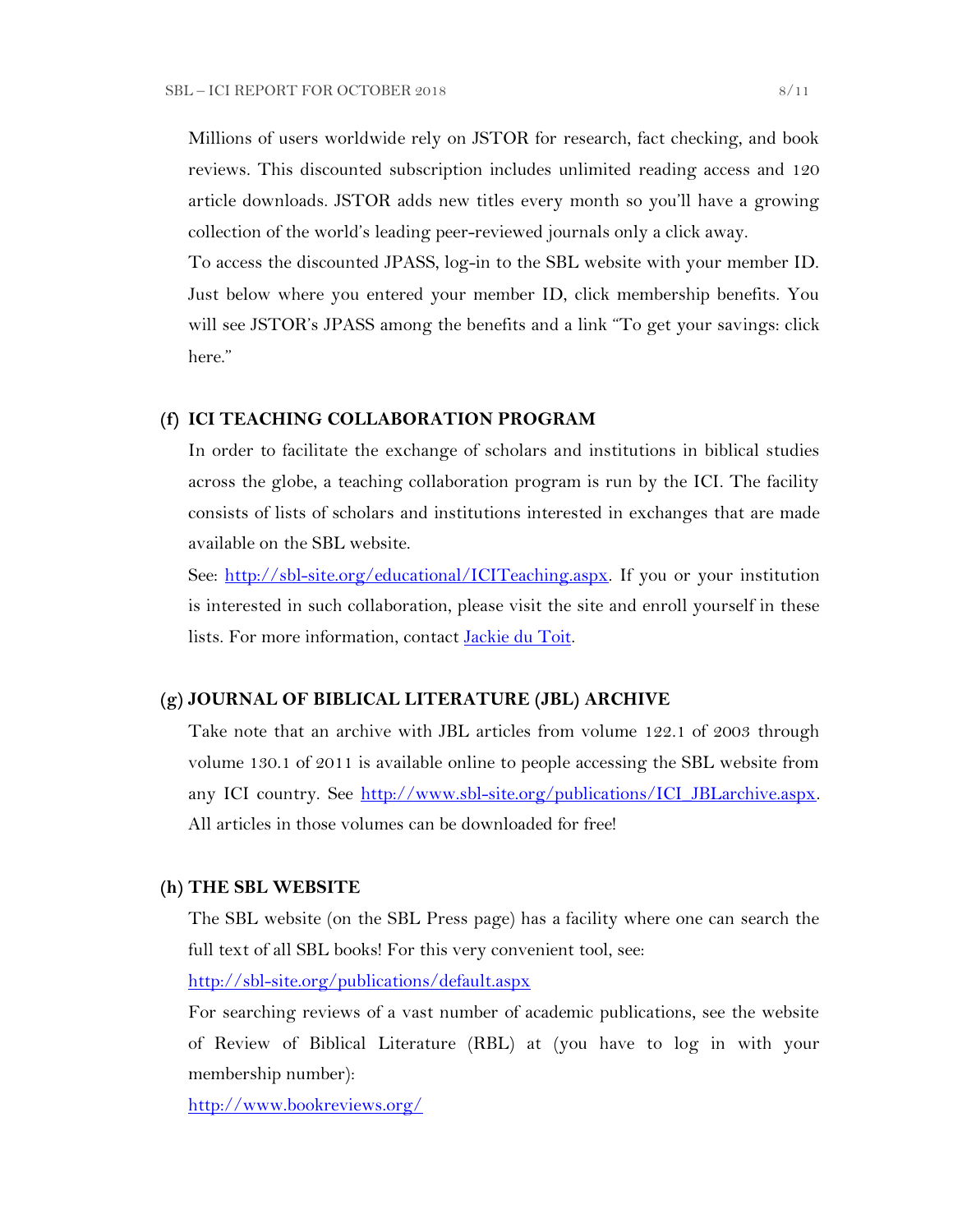Millions of users worldwide rely on JSTOR for research, fact checking, and book reviews. This discounted subscription includes unlimited reading access and 120 article downloads. JSTOR adds new titles every month so you'll have a growing collection of the world's leading peer-reviewed journals only a click away.

To access the discounted JPASS, log-in to the SBL website with your member ID. Just below where you entered your member ID, click membership benefits. You will see JSTOR's JPASS among the benefits and a link "To get your savings: click here."

### (f) ICI TEACHING COLLABORATION PROGRAM

In order to facilitate the exchange of scholars and institutions in biblical studies across the globe, a teaching collaboration program is run by the ICI. The facility consists of lists of scholars and institutions interested in exchanges that are made available on the SBL website.

See: [http://sbl-site.org/educational/ICITeaching.aspx](http://sbl-site.org/educational/ICITeaching.aspx). If you or your institution is interested in such collaboration, please visit the site and enroll yourself in these lists. For more information, contact [Jackie du Toit](#).

### (g) JOURNAL OF BIBLICAL LITERATURE (JBL) ARCHIVE

Take note that an archive with JBL articles from volume 122.1 of 2003 through volume 130.1 of 2011 is available online to people accessing the SBL website from any ICI country. See [http://www.sbl-site.org/publications/ICI_JBLarchive.aspx](http://www.sbl-site.org/publications/ICI_JBLarchive.aspx). All articles in those volumes can be downloaded for free!

### (h) THE SBL WEBSITE

The SBL website (on the SBL Press page) has a facility where one can search the full text of all SBL books! For this very convenient tool, see:

[http://sbl-site.org/publications/default.aspx](http://sbl-site.org/publications/default.aspx)

For searching reviews of a vast number of academic publications, see the website of Review of Biblical Literature (RBL) at (you have to log in with your membership number):

[http://www.bookreviews.org/](http://www.bookreviews.org/)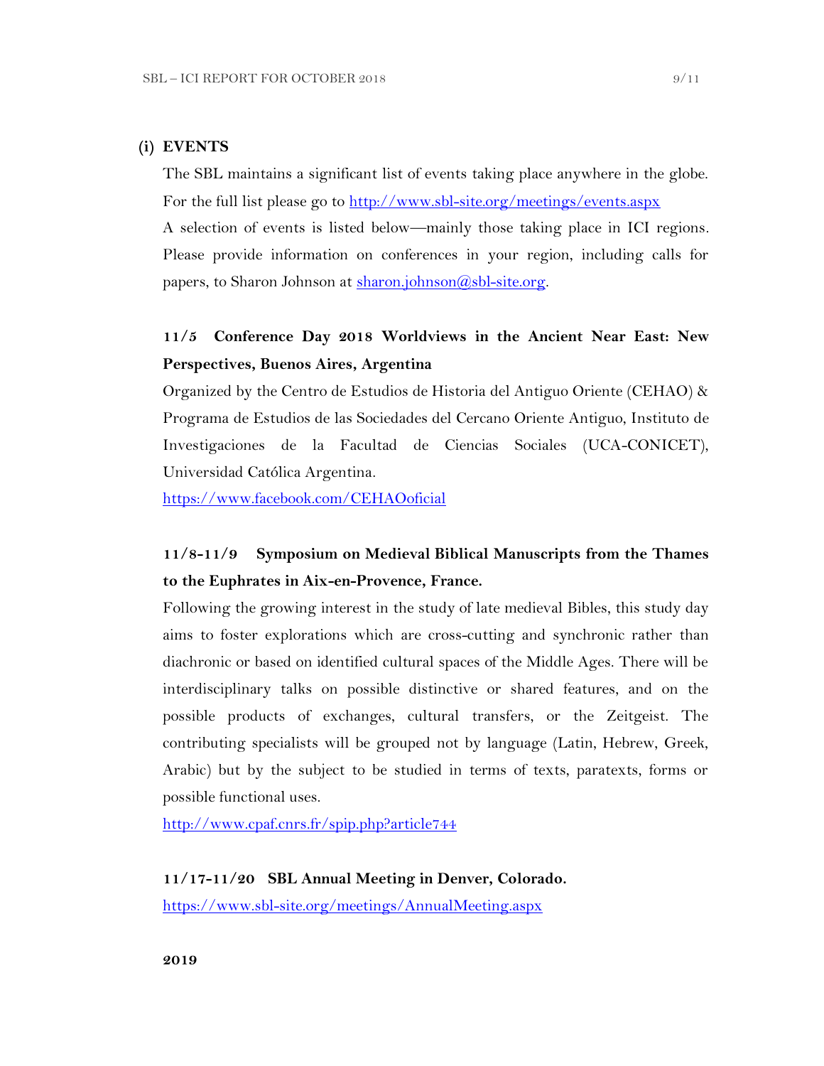## (i) EVENTS

The SBL maintains a significant list of events taking place anywhere in the globe. For the full list please go to http://www.sbl-site.org/meetings/events.aspx

A selection of events is listed below—mainly those taking place in ICI regions. Please provide information on conferences in your region, including calls for papers, to Sharon Johnson at sharon.johnson@sbl-site.org.

**11/5 Conference Day 2018 Worldviews in the Ancient Near East: New Perspectives, Buenos Aires, Argentina**

Organized by the Centro de Estudios de Historia del Antiguo Oriente (CEHAO) & Programa de Estudios de las Sociedades del Cercano Oriente Antiguo, Instituto de Investigaciones de la Facultad de Ciencias Sociales (UCA-CONICET), Universidad Católica Argentina.

https://www.facebook.com/CEHAOoficial

**11/8-11/9 Symposium on Medieval Biblical Manuscripts from the Thames to the Euphrates in Aix-en-Provence, France.**

Following the growing interest in the study of late medieval Bibles, this study day aims to foster explorations which are cross-cutting and synchronic rather than diachronic or based on identified cultural spaces of the Middle Ages. There will be interdisciplinary talks on possible distinctive or shared features, and on the possible products of exchanges, cultural transfers, or the Zeitgeist. The contributing specialists will be grouped not by language (Latin, Hebrew, Greek, Arabic) but by the subject to be studied in terms of texts, paratexts, forms or possible functional uses.

http://www.cpaf.cnrs.fr/spip.php?article744

**11/17-11/20 SBL Annual Meeting in Denver, Colorado.**

https://www.sbl-site.org/meetings/AnnualMeeting.aspx

**2019**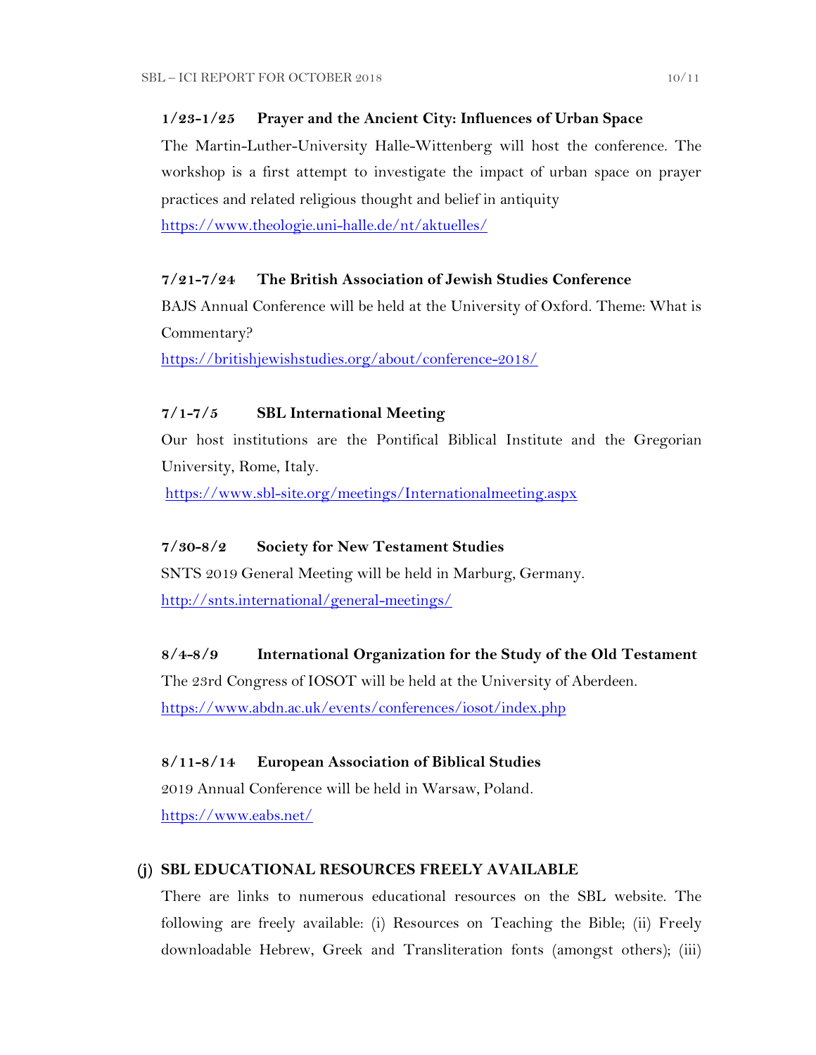**1/23-1/25 Prayer and the Ancient City: Influences of Urban Space**

The Martin-Luther-University Halle-Wittenberg will host the conference. The workshop is a first attempt to investigate the impact of urban space on prayer practices and related religious thought and belief in antiquity

https://www.theologie.uni-halle.de/nt/aktuelles/

**7/21-7/24 The British Association of Jewish Studies Conference**

BAJS Annual Conference will be held at the University of Oxford. Theme: What is Commentary?

https://britishjewishstudies.org/about/conference-2018/

**7/1-7/5 SBL International Meeting**

Our host institutions are the Pontifical Biblical Institute and the Gregorian University, Rome, Italy.

https://www.sbl-site.org/meetings/Internationalmeeting.aspx

**7/30-8/2 Society for New Testament Studies**

SNTS 2019 General Meeting will be held in Marburg, Germany.

http://snts.international/general-meetings/

**8/4-8/9 International Organization for the Study of the Old Testament**

The 23rd Congress of IOSOT will be held at the University of Aberdeen.

https://www.abdn.ac.uk/events/conferences/iosot/index.php

**8/11-8/14 European Association of Biblical Studies**

2019 Annual Conference will be held in Warsaw, Poland.

https://www.eabs.net/

## (j) SBL EDUCATIONAL RESOURCES FREELY AVAILABLE

There are links to numerous educational resources on the SBL website. The following are freely available: (i) Resources on Teaching the Bible; (ii) Freely downloadable Hebrew, Greek and Transliteration fonts (amongst others); (iii)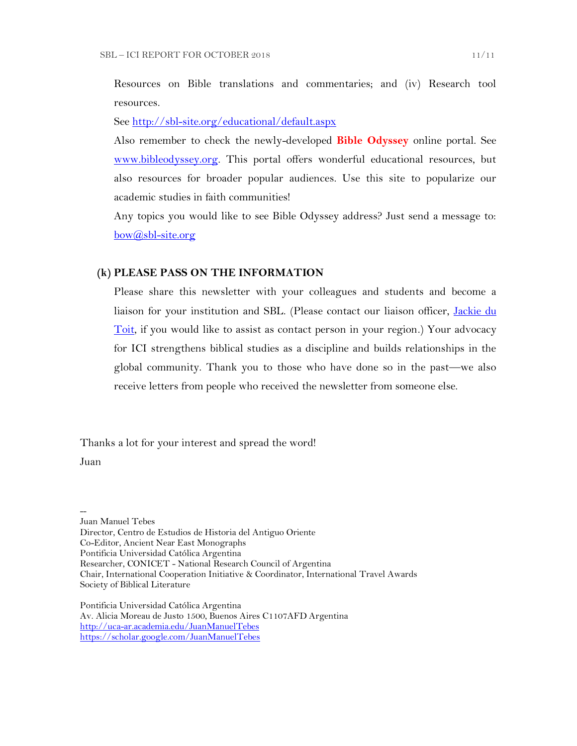Resources on Bible translations and commentaries; and (iv) Research tool resources.

See [http://sbl-site.org/educational/default.aspx](http://sbl-site.org/educational/default.aspx)

Also remember to check the newly-developed **Bible Odyssey** online portal. See [www.bibleodyssey.org](http://www.bibleodyssey.org). This portal offers wonderful educational resources, but also resources for broader popular audiences. Use this site to popularize our academic studies in faith communities!

Any topics you would like to see Bible Odyssey address? Just send a message to: [bow@sbl-site.org](mailto:bow@sbl-site.org)

### (k) PLEASE PASS ON THE INFORMATION

Please share this newsletter with your colleagues and students and become a liaison for your institution and SBL. (Please contact our liaison officer, Jackie du Toit, if you would like to assist as contact person in your region.) Your advocacy for ICI strengthens biblical studies as a discipline and builds relationships in the global community. Thank you to those who have done so in the past—we also receive letters from people who received the newsletter from someone else.

Thanks a lot for your interest and spread the word!

Juan

--
Juan Manuel Tebes
Director, Centro de Estudios de Historia del Antiguo Oriente
Co-Editor, Ancient Near East Monographs
Pontificia Universidad Católica Argentina
Researcher, CONICET - National Research Council of Argentina
Chair, International Cooperation Initiative & Coordinator, International Travel Awards
Society of Biblical Literature

Pontificia Universidad Católica Argentina
Av. Alicia Moreau de Justo 1500, Buenos Aires C1107AFD Argentina
[http://uca-ar.academia.edu/JuanManuelTebes](http://uca-ar.academia.edu/JuanManuelTebes)
[https://scholar.google.com/JuanManuelTebes](https://scholar.google.com/JuanManuelTebes)